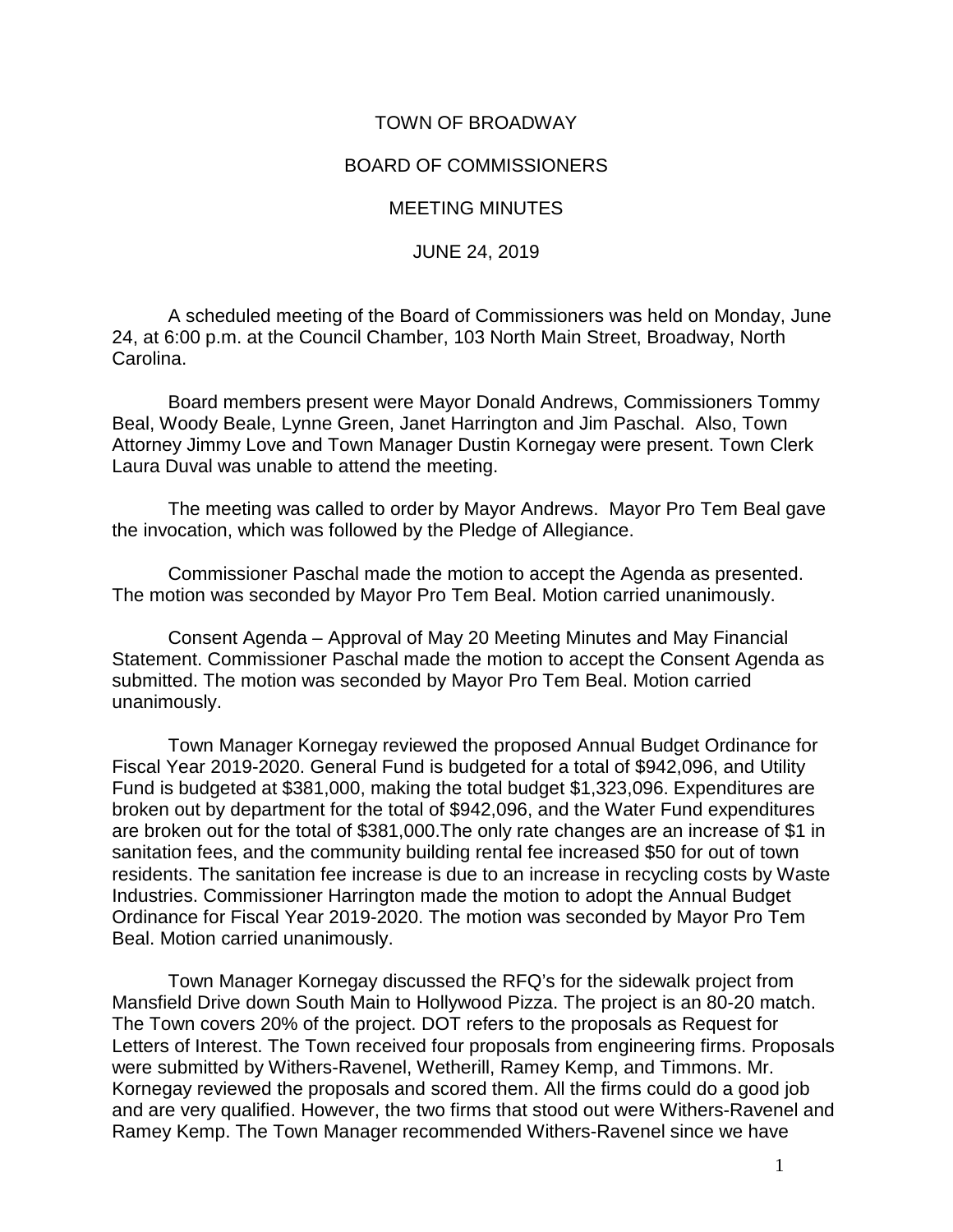# TOWN OF BROADWAY

## BOARD OF COMMISSIONERS

## MEETING MINUTES

## JUNE 24, 2019

A scheduled meeting of the Board of Commissioners was held on Monday, June 24, at 6:00 p.m. at the Council Chamber, 103 North Main Street, Broadway, North Carolina.

Board members present were Mayor Donald Andrews, Commissioners Tommy Beal, Woody Beale, Lynne Green, Janet Harrington and Jim Paschal. Also, Town Attorney Jimmy Love and Town Manager Dustin Kornegay were present. Town Clerk Laura Duval was unable to attend the meeting.

The meeting was called to order by Mayor Andrews. Mayor Pro Tem Beal gave the invocation, which was followed by the Pledge of Allegiance.

Commissioner Paschal made the motion to accept the Agenda as presented. The motion was seconded by Mayor Pro Tem Beal. Motion carried unanimously.

Consent Agenda – Approval of May 20 Meeting Minutes and May Financial Statement. Commissioner Paschal made the motion to accept the Consent Agenda as submitted. The motion was seconded by Mayor Pro Tem Beal. Motion carried unanimously.

Town Manager Kornegay reviewed the proposed Annual Budget Ordinance for Fiscal Year 2019-2020. General Fund is budgeted for a total of $942,096, and Utility Fund is budgeted at $381,000, making the total budget $1,323,096. Expenditures are broken out by department for the total of $942,096, and the Water Fund expenditures are broken out for the total of $381,000.The only rate changes are an increase of $1 in sanitation fees, and the community building rental fee increased $50 for out of town residents. The sanitation fee increase is due to an increase in recycling costs by Waste Industries. Commissioner Harrington made the motion to adopt the Annual Budget Ordinance for Fiscal Year 2019-2020. The motion was seconded by Mayor Pro Tem Beal. Motion carried unanimously.

Town Manager Kornegay discussed the RFQ's for the sidewalk project from Mansfield Drive down South Main to Hollywood Pizza. The project is an 80-20 match. The Town covers 20% of the project. DOT refers to the proposals as Request for Letters of Interest. The Town received four proposals from engineering firms. Proposals were submitted by Withers-Ravenel, Wetherill, Ramey Kemp, and Timmons. Mr. Kornegay reviewed the proposals and scored them. All the firms could do a good job and are very qualified. However, the two firms that stood out were Withers-Ravenel and Ramey Kemp. The Town Manager recommended Withers-Ravenel since we have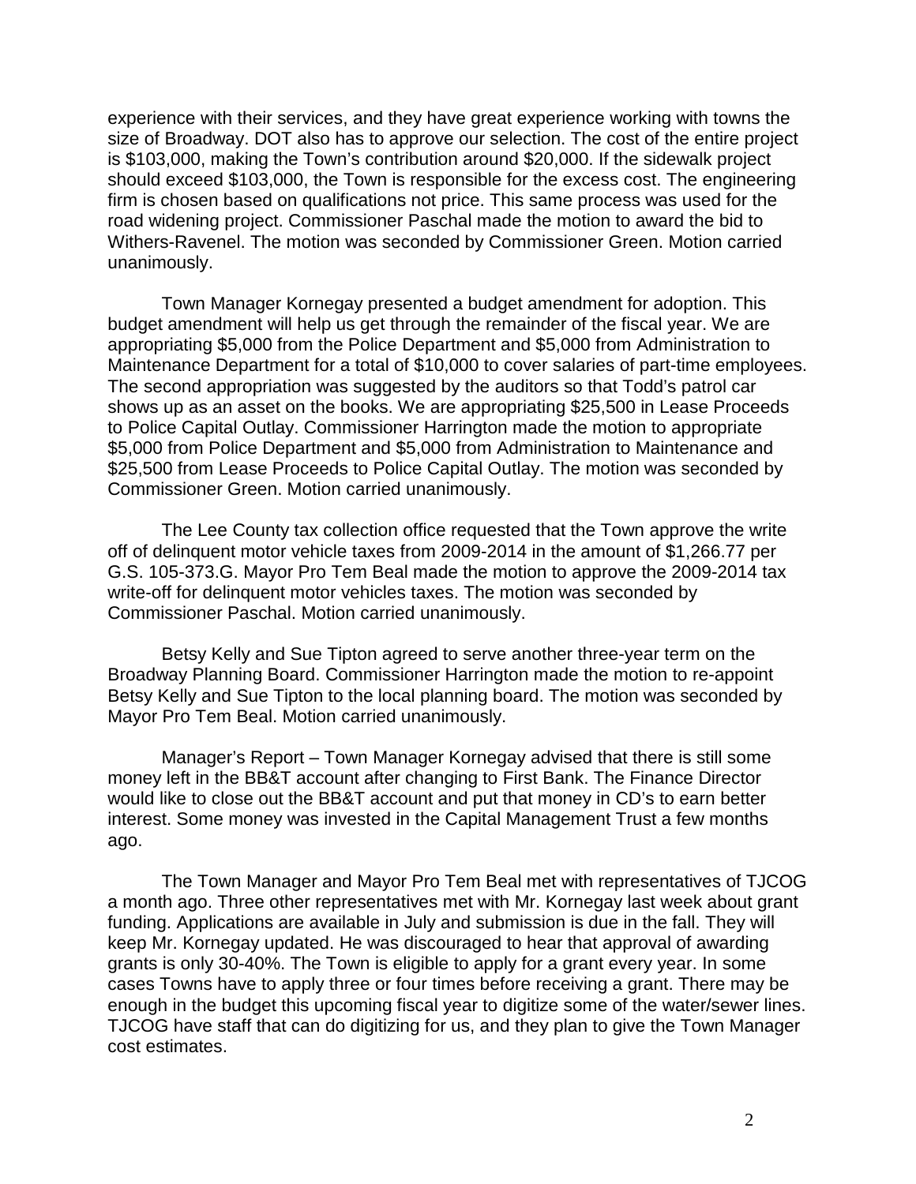experience with their services, and they have great experience working with towns the size of Broadway. DOT also has to approve our selection. The cost of the entire project is $103,000, making the Town's contribution around $20,000. If the sidewalk project should exceed $103,000, the Town is responsible for the excess cost. The engineering firm is chosen based on qualifications not price. This same process was used for the road widening project. Commissioner Paschal made the motion to award the bid to Withers-Ravenel. The motion was seconded by Commissioner Green. Motion carried unanimously.

Town Manager Kornegay presented a budget amendment for adoption. This budget amendment will help us get through the remainder of the fiscal year. We are appropriating $5,000 from the Police Department and $5,000 from Administration to Maintenance Department for a total of $10,000 to cover salaries of part-time employees. The second appropriation was suggested by the auditors so that Todd's patrol car shows up as an asset on the books. We are appropriating $25,500 in Lease Proceeds to Police Capital Outlay. Commissioner Harrington made the motion to appropriate $5,000 from Police Department and $5,000 from Administration to Maintenance and $25,500 from Lease Proceeds to Police Capital Outlay. The motion was seconded by Commissioner Green. Motion carried unanimously.

The Lee County tax collection office requested that the Town approve the write off of delinquent motor vehicle taxes from 2009-2014 in the amount of $1,266.77 per G.S. 105-373.G. Mayor Pro Tem Beal made the motion to approve the 2009-2014 tax write-off for delinquent motor vehicles taxes. The motion was seconded by Commissioner Paschal. Motion carried unanimously.

Betsy Kelly and Sue Tipton agreed to serve another three-year term on the Broadway Planning Board. Commissioner Harrington made the motion to re-appoint Betsy Kelly and Sue Tipton to the local planning board. The motion was seconded by Mayor Pro Tem Beal. Motion carried unanimously.

Manager's Report – Town Manager Kornegay advised that there is still some money left in the BB&T account after changing to First Bank. The Finance Director would like to close out the BB&T account and put that money in CD's to earn better interest. Some money was invested in the Capital Management Trust a few months ago.

The Town Manager and Mayor Pro Tem Beal met with representatives of TJCOG a month ago. Three other representatives met with Mr. Kornegay last week about grant funding. Applications are available in July and submission is due in the fall. They will keep Mr. Kornegay updated. He was discouraged to hear that approval of awarding grants is only 30-40%. The Town is eligible to apply for a grant every year. In some cases Towns have to apply three or four times before receiving a grant. There may be enough in the budget this upcoming fiscal year to digitize some of the water/sewer lines. TJCOG have staff that can do digitizing for us, and they plan to give the Town Manager cost estimates.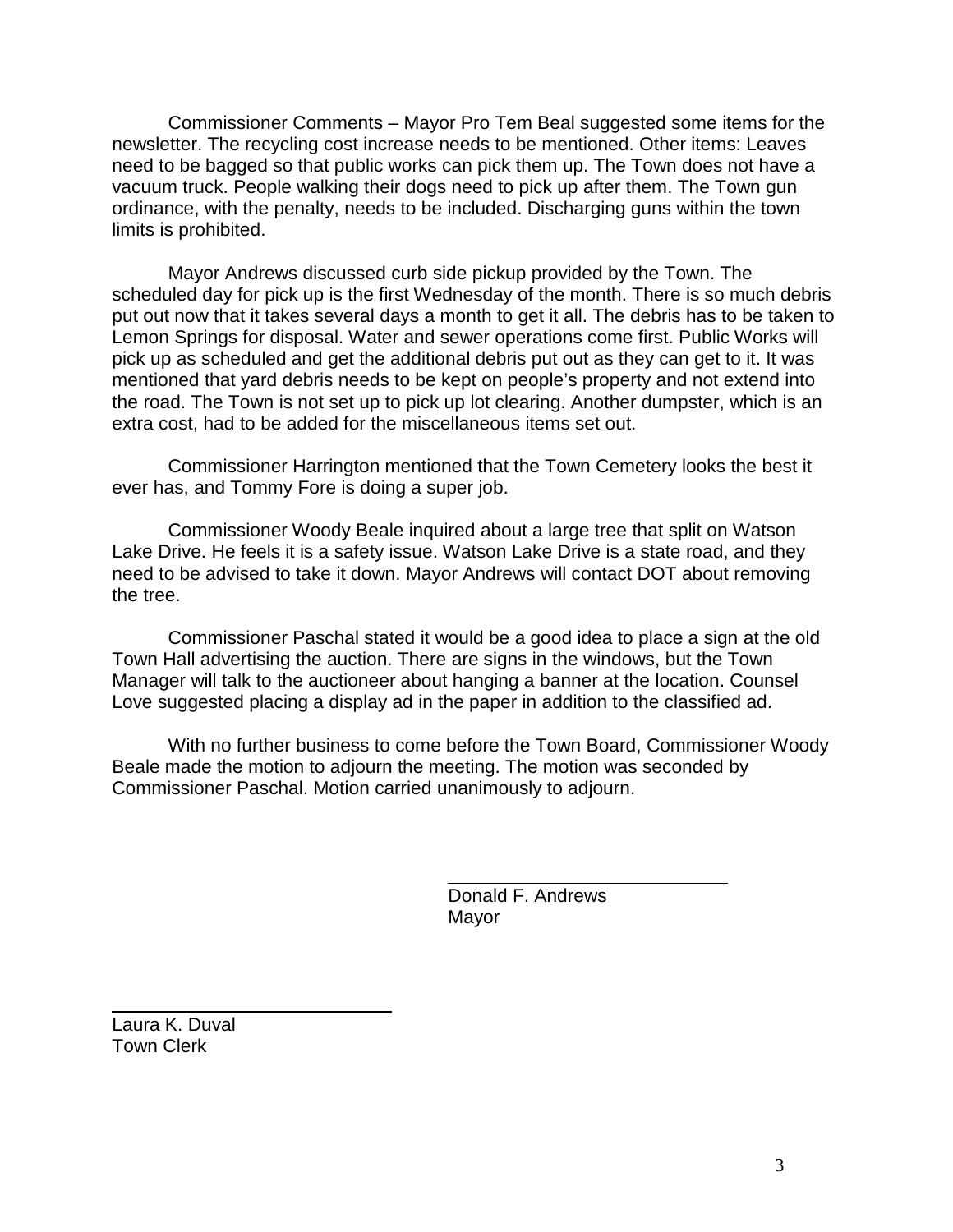Commissioner Comments – Mayor Pro Tem Beal suggested some items for the newsletter. The recycling cost increase needs to be mentioned. Other items: Leaves need to be bagged so that public works can pick them up. The Town does not have a vacuum truck. People walking their dogs need to pick up after them. The Town gun ordinance, with the penalty, needs to be included. Discharging guns within the town limits is prohibited.

Mayor Andrews discussed curb side pickup provided by the Town. The scheduled day for pick up is the first Wednesday of the month. There is so much debris put out now that it takes several days a month to get it all. The debris has to be taken to Lemon Springs for disposal. Water and sewer operations come first. Public Works will pick up as scheduled and get the additional debris put out as they can get to it. It was mentioned that yard debris needs to be kept on people's property and not extend into the road. The Town is not set up to pick up lot clearing. Another dumpster, which is an extra cost, had to be added for the miscellaneous items set out.

Commissioner Harrington mentioned that the Town Cemetery looks the best it ever has, and Tommy Fore is doing a super job.

Commissioner Woody Beale inquired about a large tree that split on Watson Lake Drive. He feels it is a safety issue. Watson Lake Drive is a state road, and they need to be advised to take it down. Mayor Andrews will contact DOT about removing the tree.

Commissioner Paschal stated it would be a good idea to place a sign at the old Town Hall advertising the auction. There are signs in the windows, but the Town Manager will talk to the auctioneer about hanging a banner at the location. Counsel Love suggested placing a display ad in the paper in addition to the classified ad.

With no further business to come before the Town Board, Commissioner Woody Beale made the motion to adjourn the meeting. The motion was seconded by Commissioner Paschal. Motion carried unanimously to adjourn.

Donald F. Andrews
Mayor

Laura K. Duval
Town Clerk